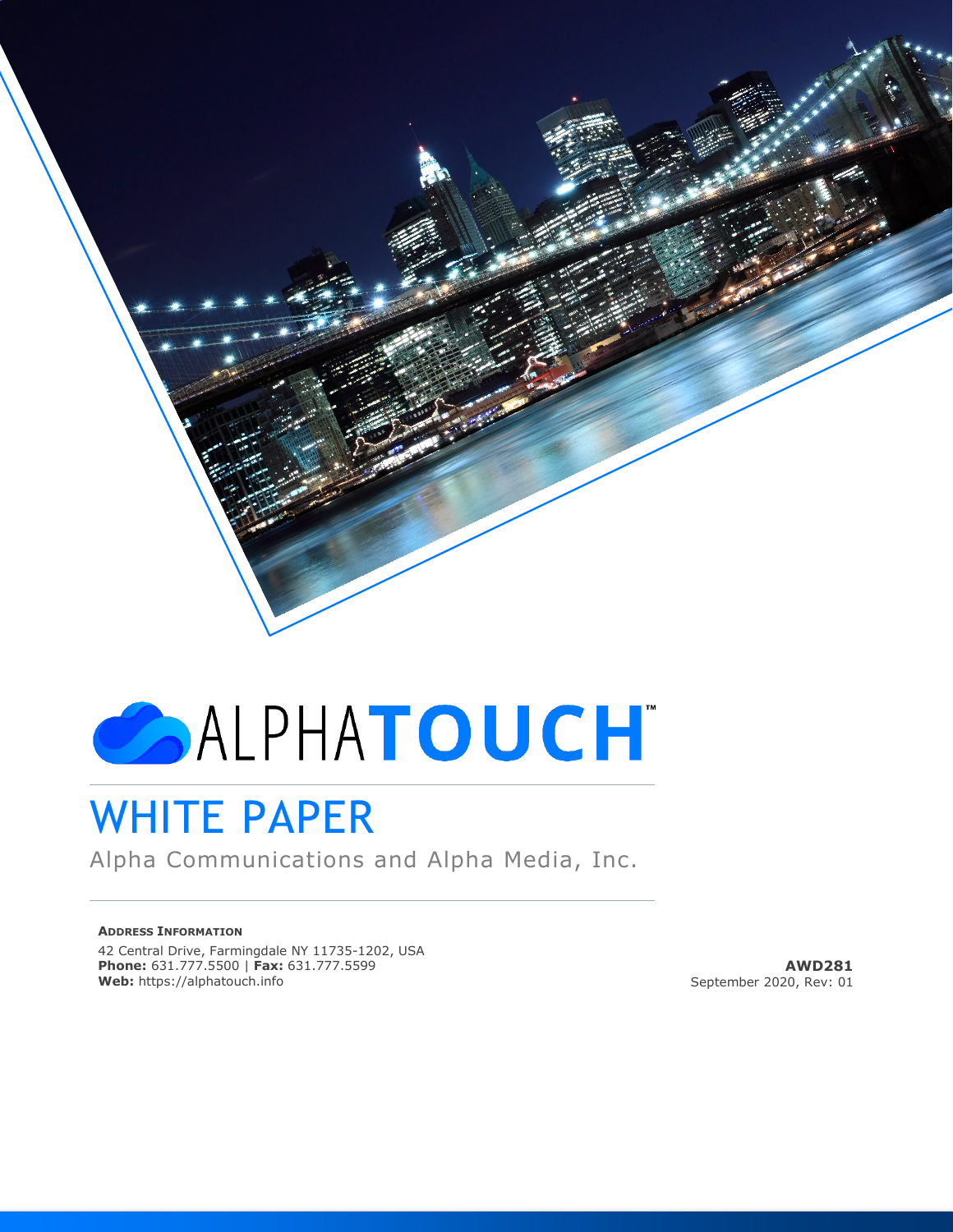# ALPHATOUCH™

# WHITE PAPER

Alpha Communications and Alpha Media, Inc.

**ADDRESS INFORMATION**

42 Central Drive, Farmingdale NY 11735-1202, USA
**Phone:** 631.777.5500 | **Fax:** 631.777.5599
**Web:** https://alphatouch.info

**AWD281**
September 2020, Rev: 01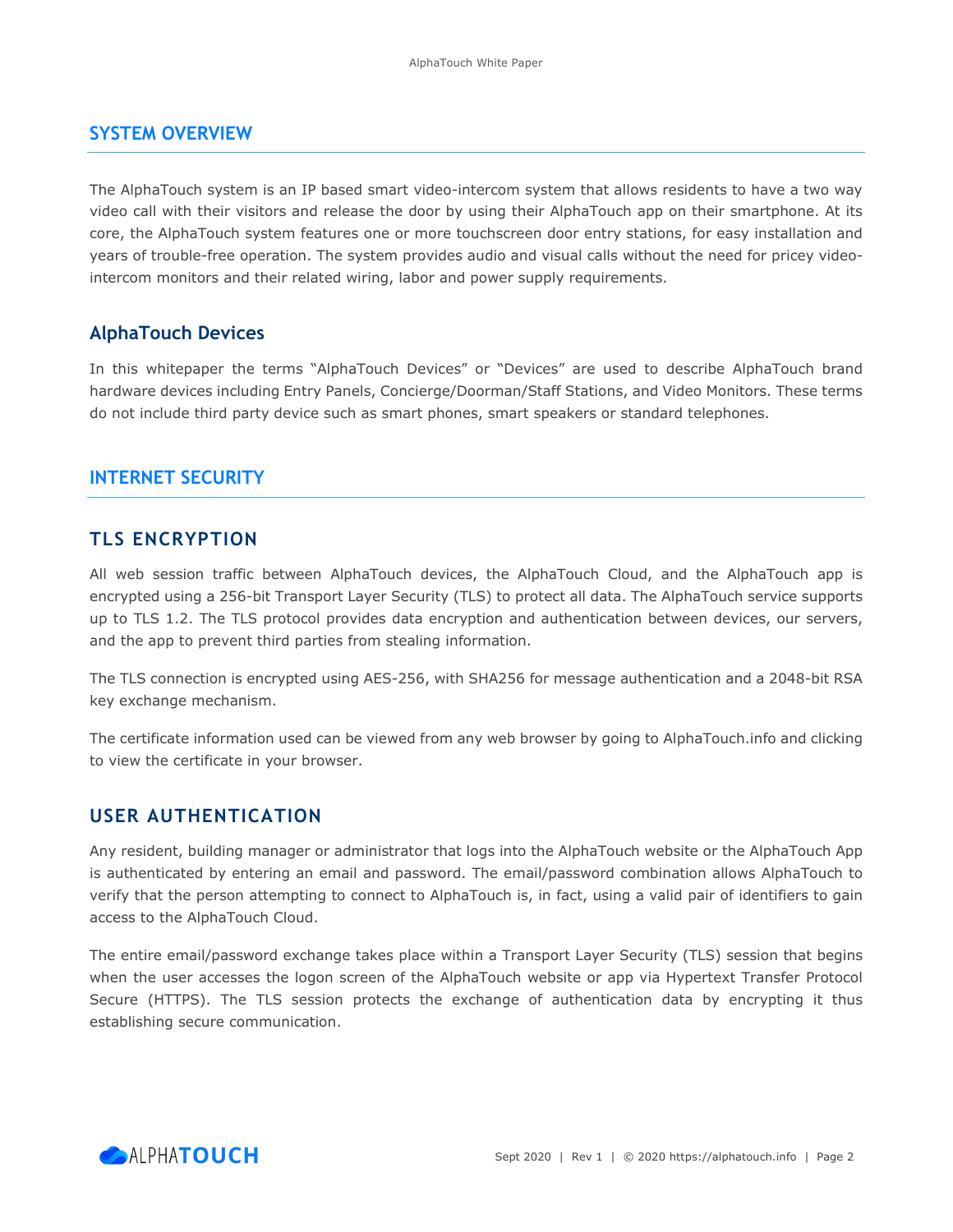## SYSTEM OVERVIEW

The AlphaTouch system is an IP based smart video-intercom system that allows residents to have a two way video call with their visitors and release the door by using their AlphaTouch app on their smartphone. At its core, the AlphaTouch system features one or more touchscreen door entry stations, for easy installation and years of trouble-free operation. The system provides audio and visual calls without the need for pricey video-intercom monitors and their related wiring, labor and power supply requirements.

### AlphaTouch Devices

In this whitepaper the terms “AlphaTouch Devices” or “Devices” are used to describe AlphaTouch brand hardware devices including Entry Panels, Concierge/Doorman/Staff Stations, and Video Monitors. These terms do not include third party device such as smart phones, smart speakers or standard telephones.

## INTERNET SECURITY

### TLS ENCRYPTION

All web session traffic between AlphaTouch devices, the AlphaTouch Cloud, and the AlphaTouch app is encrypted using a 256-bit Transport Layer Security (TLS) to protect all data. The AlphaTouch service supports up to TLS 1.2. The TLS protocol provides data encryption and authentication between devices, our servers, and the app to prevent third parties from stealing information.

The TLS connection is encrypted using AES-256, with SHA256 for message authentication and a 2048-bit RSA key exchange mechanism.

The certificate information used can be viewed from any web browser by going to AlphaTouch.info and clicking to view the certificate in your browser.

### USER AUTHENTICATION

Any resident, building manager or administrator that logs into the AlphaTouch website or the AlphaTouch App is authenticated by entering an email and password. The email/password combination allows AlphaTouch to verify that the person attempting to connect to AlphaTouch is, in fact, using a valid pair of identifiers to gain access to the AlphaTouch Cloud.

The entire email/password exchange takes place within a Transport Layer Security (TLS) session that begins when the user accesses the logon screen of the AlphaTouch website or app via Hypertext Transfer Protocol Secure (HTTPS). The TLS session protects the exchange of authentication data by encrypting it thus establishing secure communication.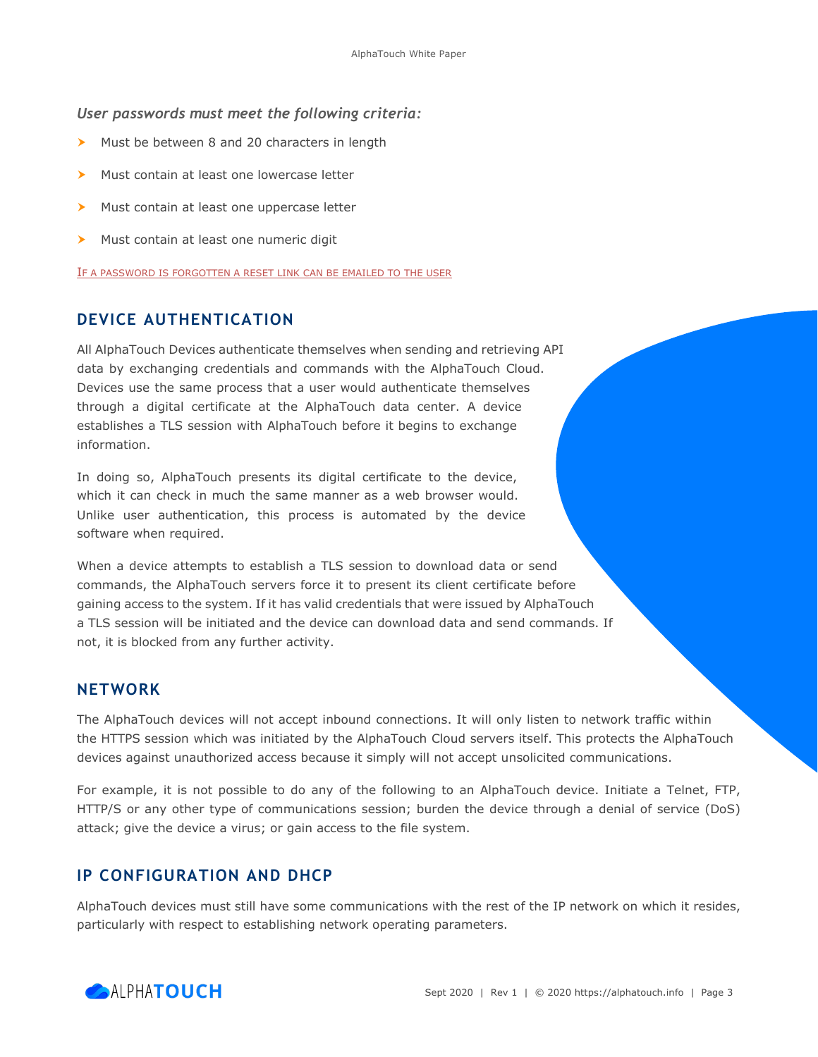*User passwords must meet the following criteria:*

- Must be between 8 and 20 characters in length
- Must contain at least one lowercase letter
- Must contain at least one uppercase letter
- Must contain at least one numeric digit

IF A PASSWORD IS FORGOTTEN A RESET LINK CAN BE EMAILED TO THE USER

## DEVICE AUTHENTICATION

All AlphaTouch Devices authenticate themselves when sending and retrieving API data by exchanging credentials and commands with the AlphaTouch Cloud. Devices use the same process that a user would authenticate themselves through a digital certificate at the AlphaTouch data center. A device establishes a TLS session with AlphaTouch before it begins to exchange information.

In doing so, AlphaTouch presents its digital certificate to the device, which it can check in much the same manner as a web browser would. Unlike user authentication, this process is automated by the device software when required.

When a device attempts to establish a TLS session to download data or send commands, the AlphaTouch servers force it to present its client certificate before gaining access to the system. If it has valid credentials that were issued by AlphaTouch a TLS session will be initiated and the device can download data and send commands. If not, it is blocked from any further activity.

## NETWORK

The AlphaTouch devices will not accept inbound connections. It will only listen to network traffic within the HTTPS session which was initiated by the AlphaTouch Cloud servers itself. This protects the AlphaTouch devices against unauthorized access because it simply will not accept unsolicited communications.

For example, it is not possible to do any of the following to an AlphaTouch device. Initiate a Telnet, FTP, HTTP/S or any other type of communications session; burden the device through a denial of service (DoS) attack; give the device a virus; or gain access to the file system.

## IP CONFIGURATION AND DHCP

AlphaTouch devices must still have some communications with the rest of the IP network on which it resides, particularly with respect to establishing network operating parameters.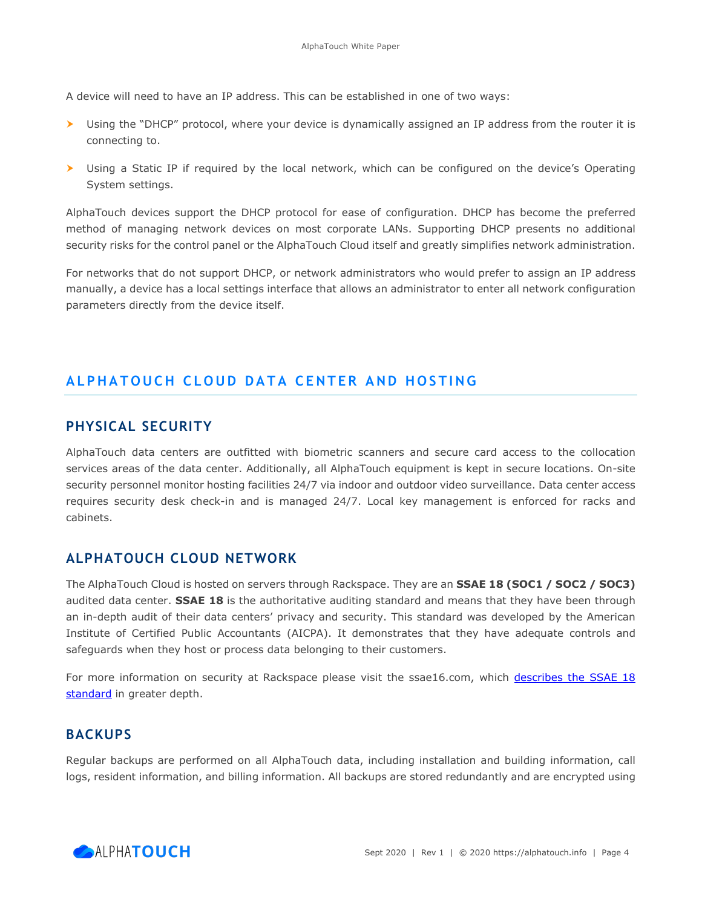A device will need to have an IP address. This can be established in one of two ways:

- Using the "DHCP" protocol, where your device is dynamically assigned an IP address from the router it is connecting to.
- Using a Static IP if required by the local network, which can be configured on the device's Operating System settings.

AlphaTouch devices support the DHCP protocol for ease of configuration. DHCP has become the preferred method of managing network devices on most corporate LANs. Supporting DHCP presents no additional security risks for the control panel or the AlphaTouch Cloud itself and greatly simplifies network administration.

For networks that do not support DHCP, or network administrators who would prefer to assign an IP address manually, a device has a local settings interface that allows an administrator to enter all network configuration parameters directly from the device itself.

## ALPHATOUCH CLOUD DATA CENTER AND HOSTING

### PHYSICAL SECURITY

AlphaTouch data centers are outfitted with biometric scanners and secure card access to the collocation services areas of the data center. Additionally, all AlphaTouch equipment is kept in secure locations. On-site security personnel monitor hosting facilities 24/7 via indoor and outdoor video surveillance. Data center access requires security desk check-in and is managed 24/7. Local key management is enforced for racks and cabinets.

### ALPHATOUCH CLOUD NETWORK

The AlphaTouch Cloud is hosted on servers through Rackspace. They are an **SSAE 18 (SOC1 / SOC2 / SOC3)** audited data center. **SSAE 18** is the authoritative auditing standard and means that they have been through an in-depth audit of their data centers' privacy and security. This standard was developed by the American Institute of Certified Public Accountants (AICPA). It demonstrates that they have adequate controls and safeguards when they host or process data belonging to their customers.

For more information on security at Rackspace please visit the ssae16.com, which describes the SSAE 18 standard in greater depth.

### BACKUPS

Regular backups are performed on all AlphaTouch data, including installation and building information, call logs, resident information, and billing information. All backups are stored redundantly and are encrypted using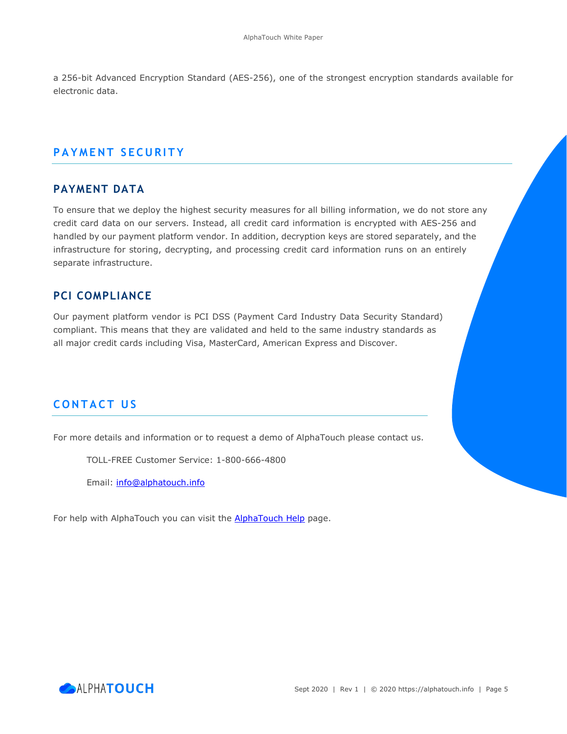a 256-bit Advanced Encryption Standard (AES-256), one of the strongest encryption standards available for electronic data.

## PAYMENT SECURITY

### PAYMENT DATA

To ensure that we deploy the highest security measures for all billing information, we do not store any credit card data on our servers. Instead, all credit card information is encrypted with AES-256 and handled by our payment platform vendor. In addition, decryption keys are stored separately, and the infrastructure for storing, decrypting, and processing credit card information runs on an entirely separate infrastructure.

### PCI COMPLIANCE

Our payment platform vendor is PCI DSS (Payment Card Industry Data Security Standard) compliant. This means that they are validated and held to the same industry standards as all major credit cards including Visa, MasterCard, American Express and Discover.

## CONTACT US

For more details and information or to request a demo of AlphaTouch please contact us.

TOLL-FREE Customer Service: 1-800-666-4800

Email: [info@alphatouch.info](mailto:info@alphatouch.info)

For help with AlphaTouch you can visit the [AlphaTouch Help]() page.